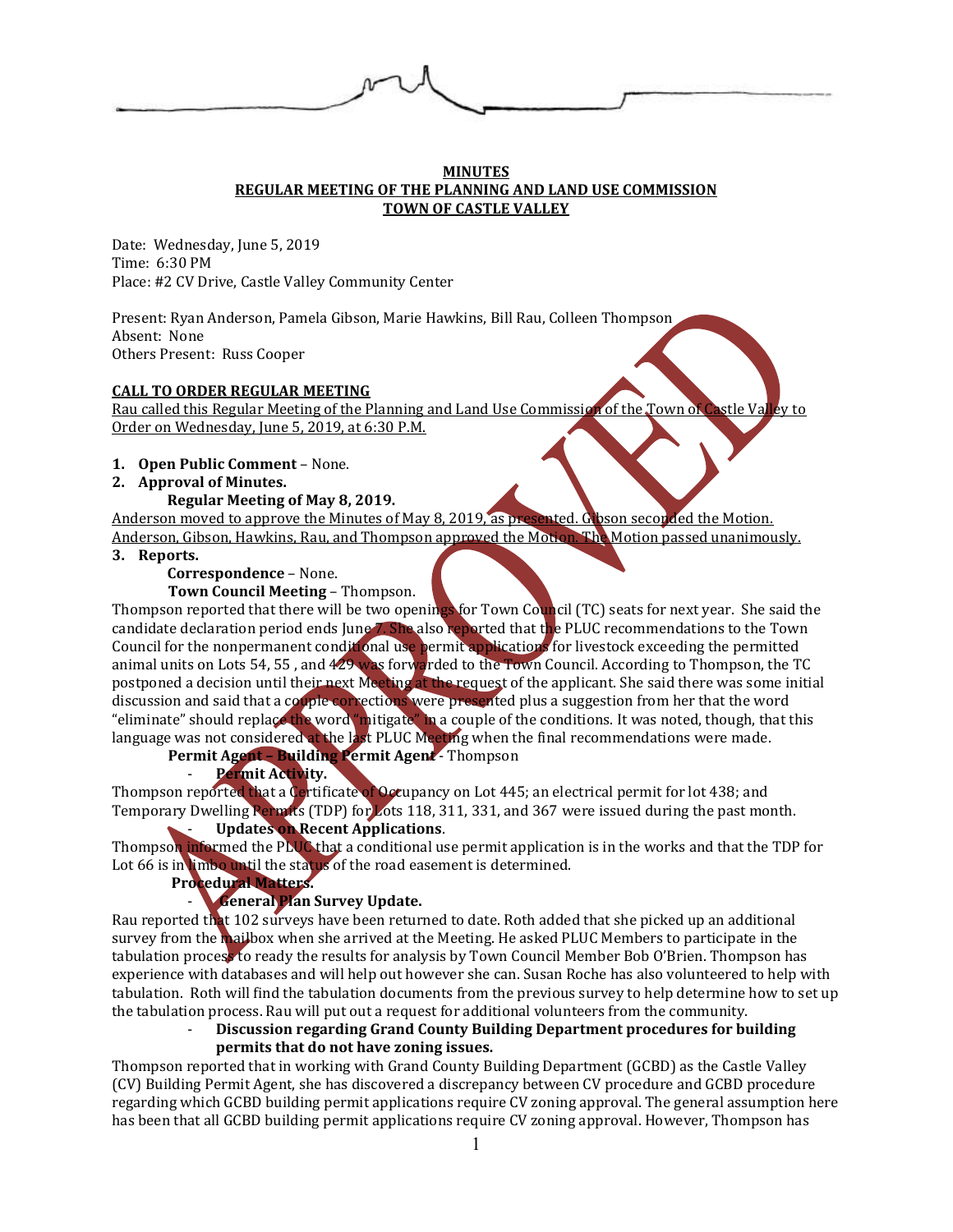**MINUTES**
**REGULAR MEETING OF THE PLANNING AND LAND USE COMMISSION**
**TOWN OF CASTLE VALLEY**

Date: Wednesday, June 5, 2019
Time: 6:30 PM
Place: #2 CV Drive, Castle Valley Community Center

Present: Ryan Anderson, Pamela Gibson, Marie Hawkins, Bill Rau, Colleen Thompson
Absent: None
Others Present: Russ Cooper

**CALL TO ORDER REGULAR MEETING**

Rau called this Regular Meeting of the Planning and Land Use Commission of the Town of Castle Valley to Order on Wednesday, June 5, 2019, at 6:30 P.M.

1. **Open Public Comment** – None.
2. **Approval of Minutes.**
   **Regular Meeting of May 8, 2019.**

Anderson moved to approve the Minutes of May 8, 2019, as presented. Gibson seconded the Motion. Anderson, Gibson, Hawkins, Rau, and Thompson approved the Motion. The Motion passed unanimously.

3. **Reports.**
   **Correspondence** – None.
   **Town Council Meeting** – Thompson.

Thompson reported that there will be two openings for Town Council (TC) seats for next year. She said the candidate declaration period ends June 7. She also reported that the PLUC recommendations to the Town Council for the nonpermanent conditional use permit applications for livestock exceeding the permitted animal units on Lots 54, 55, and 429 was forwarded to the Town Council. According to Thompson, the TC postponed a decision until their next Meeting at the request of the applicant. She said there was some initial discussion and said that a couple corrections were presented plus a suggestion from her that the word "eliminate" should replace the word "mitigate" in a couple of the conditions. It was noted, though, that this language was not considered at the last PLUC Meeting when the final recommendations were made.

**Permit Agent – Building Permit Agent** - Thompson

- **Permit Activity.**

Thompson reported that a Certificate of Occupancy on Lot 445; an electrical permit for lot 438; and Temporary Dwelling Permits (TDP) for Lots 118, 311, 331, and 367 were issued during the past month.

- **Updates on Recent Applications**.

Thompson informed the PLUC that a conditional use permit application is in the works and that the TDP for Lot 66 is in limbo until the status of the road easement is determined.

**Procedural Matters.**

- **General Plan Survey Update.**

Rau reported that 102 surveys have been returned to date. Roth added that she picked up an additional survey from the mailbox when she arrived at the Meeting. He asked PLUC Members to participate in the tabulation process to ready the results for analysis by Town Council Member Bob O'Brien. Thompson has experience with databases and will help out however she can. Susan Roche has also volunteered to help with tabulation. Roth will find the tabulation documents from the previous survey to help determine how to set up the tabulation process. Rau will put out a request for additional volunteers from the community.

- **Discussion regarding Grand County Building Department procedures for building permits that do not have zoning issues.**

Thompson reported that in working with Grand County Building Department (GCBD) as the Castle Valley (CV) Building Permit Agent, she has discovered a discrepancy between CV procedure and GCBD procedure regarding which GCBD building permit applications require CV zoning approval. The general assumption here has been that all GCBD building permit applications require CV zoning approval. However, Thompson has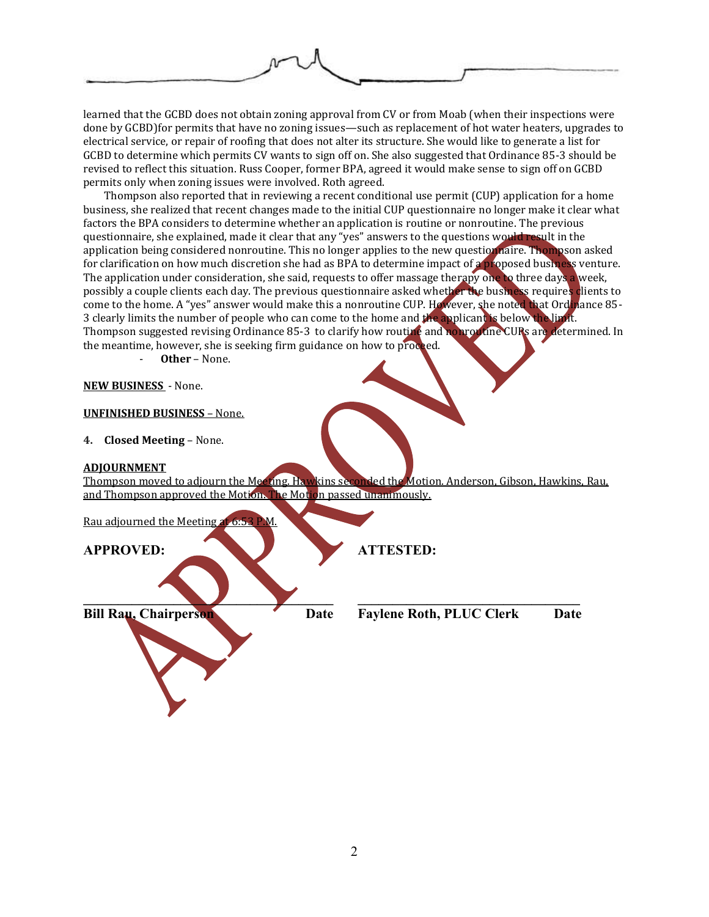learned that the GCBD does not obtain zoning approval from CV or from Moab (when their inspections were done by GCBD)for permits that have no zoning issues—such as replacement of hot water heaters, upgrades to electrical service, or repair of roofing that does not alter its structure. She would like to generate a list for GCBD to determine which permits CV wants to sign off on. She also suggested that Ordinance 85-3 should be revised to reflect this situation. Russ Cooper, former BPA, agreed it would make sense to sign off on GCBD permits only when zoning issues were involved. Roth agreed.

Thompson also reported that in reviewing a recent conditional use permit (CUP) application for a home business, she realized that recent changes made to the initial CUP questionnaire no longer make it clear what factors the BPA considers to determine whether an application is routine or nonroutine. The previous questionnaire, she explained, made it clear that any "yes" answers to the questions would result in the application being considered nonroutine. This no longer applies to the new questionnaire. Thompson asked for clarification on how much discretion she had as BPA to determine impact of a proposed business venture. The application under consideration, she said, requests to offer massage therapy one to three days a week, possibly a couple clients each day. The previous questionnaire asked whether the business requires clients to come to the home. A "yes" answer would make this a nonroutine CUP. However, she noted that Ordinance 85-3 clearly limits the number of people who can come to the home and the applicant is below the limit. Thompson suggested revising Ordinance 85-3 to clarify how routine and nonroutine CUPs are determined. In the meantime, however, she is seeking firm guidance on how to proceed.

- **Other** – None.

**NEW BUSINESS** - None.

**UNFINISHED BUSINESS** – None.

**4. Closed Meeting** – None.

**ADJOURNMENT**

Thompson moved to adjourn the Meeting. Hawkins seconded the Motion. Anderson, Gibson, Hawkins, Rau, and Thompson approved the Motion. The Motion passed unanimously.

Rau adjourned the Meeting at 6:53 P.M.

APPROVED

**APPROVED:** **ATTESTED:**

______________________________ ______________________________

**Bill Rau, Chairperson Date** **Faylene Roth, PLUC Clerk Date**